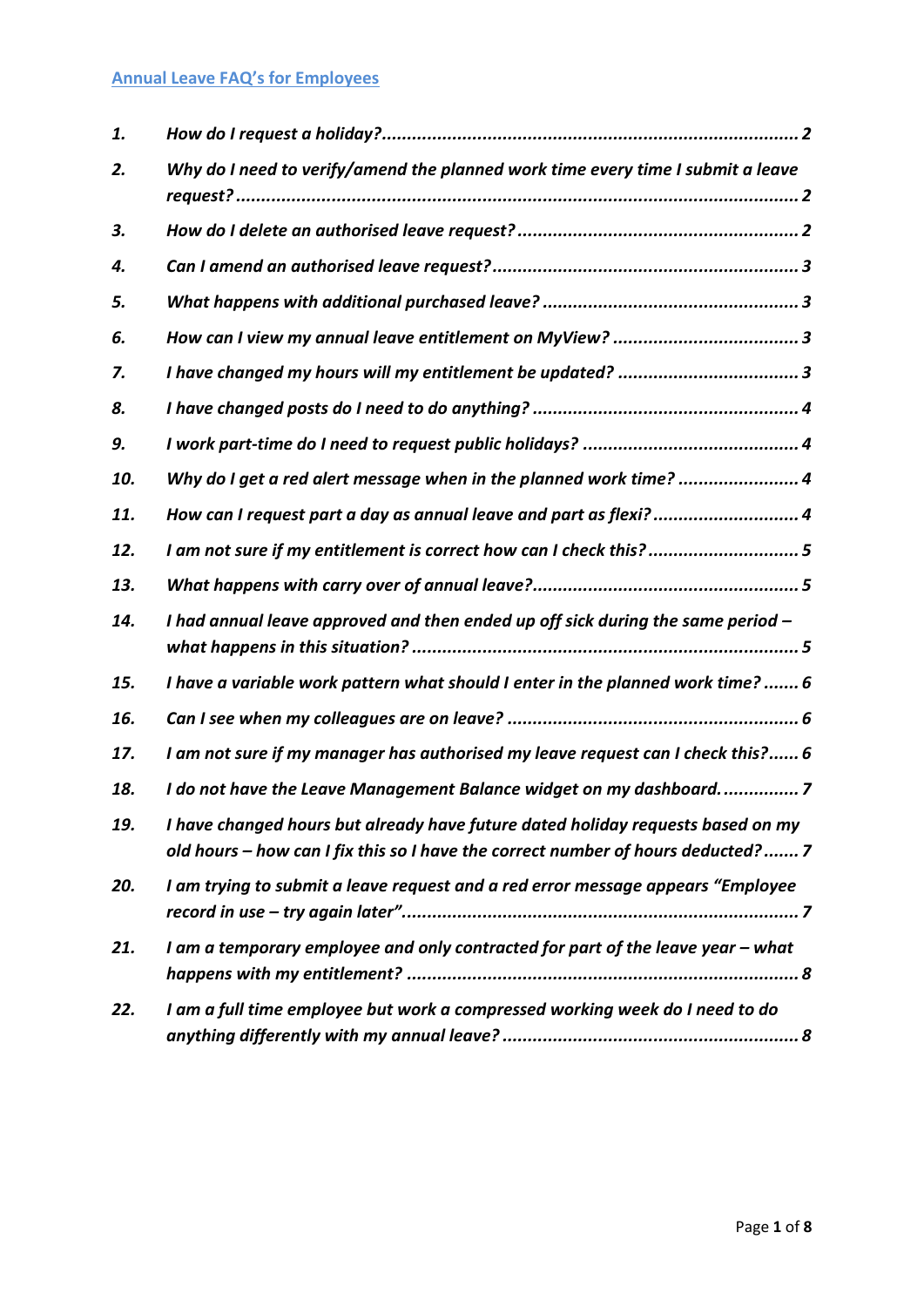# Annual Leave FAQ's for Employees

1. *How do I request a holiday?* ..... 2
2. *Why do I need to verify/amend the planned work time every time I submit a leave request?* ..... 2
3. *How do I delete an authorised leave request?* ..... 2
4. *Can I amend an authorised leave request?* ..... 3
5. *What happens with additional purchased leave?* ..... 3
6. *How can I view my annual leave entitlement on MyView?* ..... 3
7. *I have changed my hours will my entitlement be updated?* ..... 3
8. *I have changed posts do I need to do anything?* ..... 4
9. *I work part-time do I need to request public holidays?* ..... 4
10. *Why do I get a red alert message when in the planned work time?* ..... 4
11. *How can I request part a day as annual leave and part as flexi?* ..... 4
12. *I am not sure if my entitlement is correct how can I check this?* ..... 5
13. *What happens with carry over of annual leave?* ..... 5
14. *I had annual leave approved and then ended up off sick during the same period – what happens in this situation?* ..... 5
15. *I have a variable work pattern what should I enter in the planned work time?* ..... 6
16. *Can I see when my colleagues are on leave?* ..... 6
17. *I am not sure if my manager has authorised my leave request can I check this?* ..... 6
18. *I do not have the Leave Management Balance widget on my dashboard.* ..... 7
19. *I have changed hours but already have future dated holiday requests based on my old hours – how can I fix this so I have the correct number of hours deducted?* ..... 7
20. *I am trying to submit a leave request and a red error message appears "Employee record in use – try again later".* ..... 7
21. *I am a temporary employee and only contracted for part of the leave year – what happens with my entitlement?* ..... 8
22. *I am a full time employee but work a compressed working week do I need to do anything differently with my annual leave?* ..... 8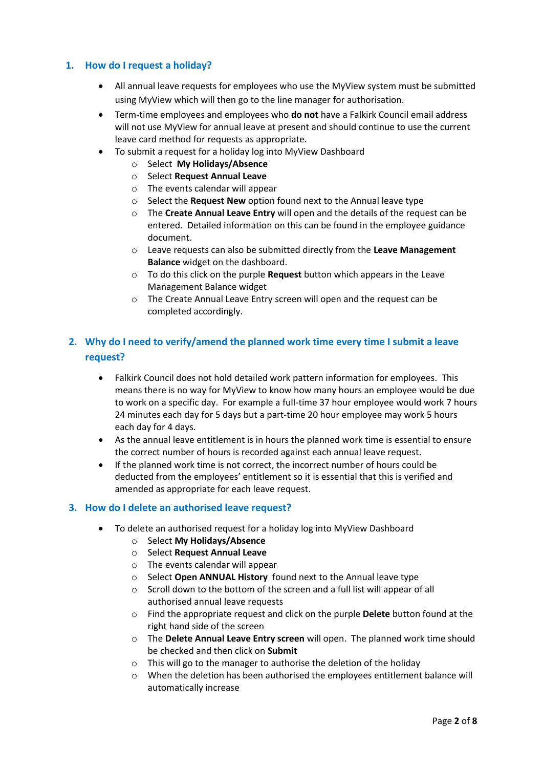## 1. How do I request a holiday?

- All annual leave requests for employees who use the MyView system must be submitted using MyView which will then go to the line manager for authorisation.
- Term-time employees and employees who **do not** have a Falkirk Council email address will not use MyView for annual leave at present and should continue to use the current leave card method for requests as appropriate.
- To submit a request for a holiday log into MyView Dashboard
  - Select **My Holidays/Absence**
  - Select **Request Annual Leave**
  - The events calendar will appear
  - Select the **Request New** option found next to the Annual leave type
  - The **Create Annual Leave Entry** will open and the details of the request can be entered. Detailed information on this can be found in the employee guidance document.
  - Leave requests can also be submitted directly from the **Leave Management Balance** widget on the dashboard.
  - To do this click on the purple **Request** button which appears in the Leave Management Balance widget
  - The Create Annual Leave Entry screen will open and the request can be completed accordingly.

## 2. Why do I need to verify/amend the planned work time every time I submit a leave request?

- Falkirk Council does not hold detailed work pattern information for employees. This means there is no way for MyView to know how many hours an employee would be due to work on a specific day. For example a full-time 37 hour employee would work 7 hours 24 minutes each day for 5 days but a part-time 20 hour employee may work 5 hours each day for 4 days.
- As the annual leave entitlement is in hours the planned work time is essential to ensure the correct number of hours is recorded against each annual leave request.
- If the planned work time is not correct, the incorrect number of hours could be deducted from the employees' entitlement so it is essential that this is verified and amended as appropriate for each leave request.

## 3. How do I delete an authorised leave request?

- To delete an authorised request for a holiday log into MyView Dashboard
  - Select **My Holidays/Absence**
  - Select **Request Annual Leave**
  - The events calendar will appear
  - Select **Open ANNUAL History** found next to the Annual leave type
  - Scroll down to the bottom of the screen and a full list will appear of all authorised annual leave requests
  - Find the appropriate request and click on the purple **Delete** button found at the right hand side of the screen
  - The **Delete Annual Leave Entry screen** will open. The planned work time should be checked and then click on **Submit**
  - This will go to the manager to authorise the deletion of the holiday
  - When the deletion has been authorised the employees entitlement balance will automatically increase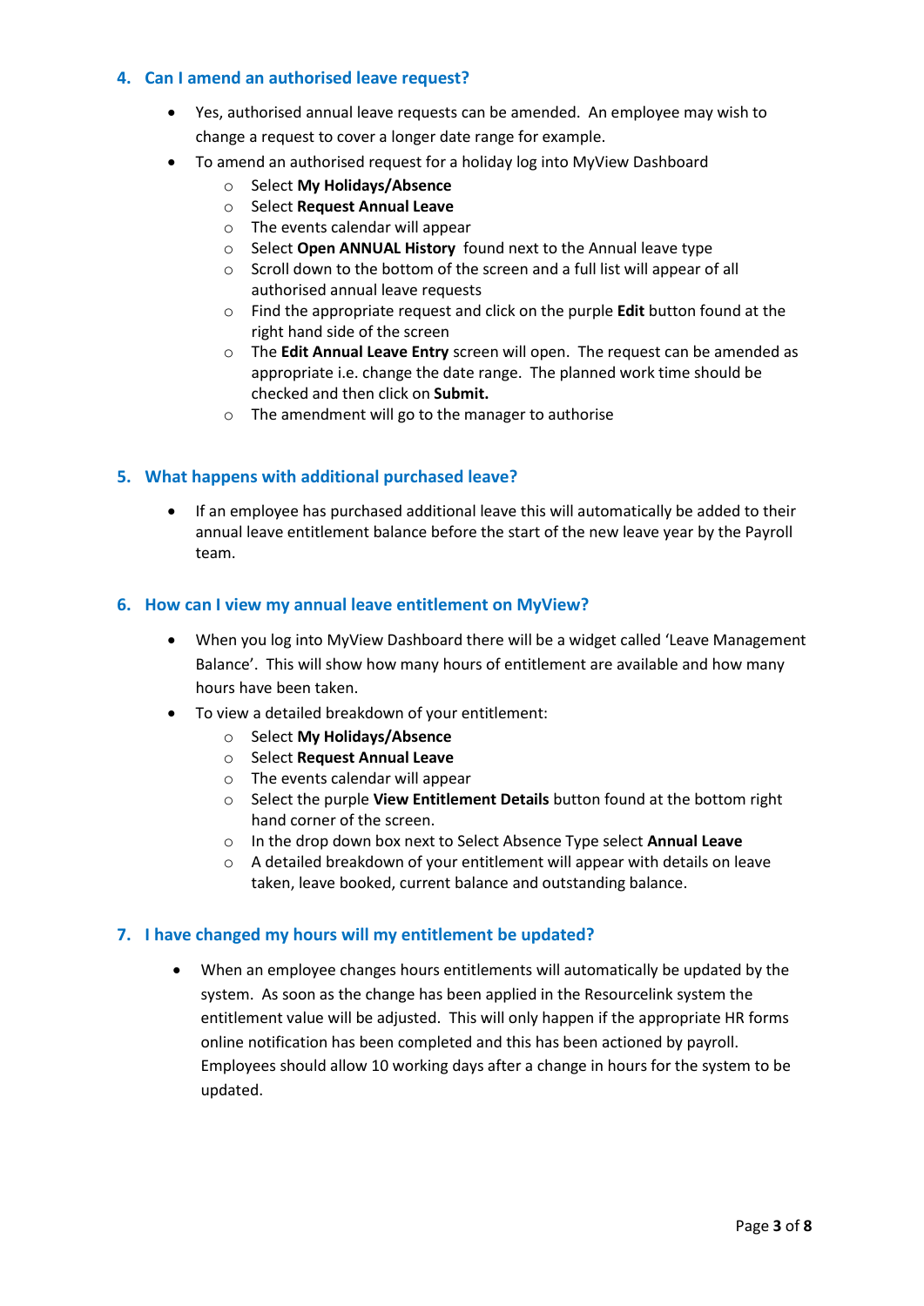## 4. Can I amend an authorised leave request?

- Yes, authorised annual leave requests can be amended. An employee may wish to change a request to cover a longer date range for example.
- To amend an authorised request for a holiday log into MyView Dashboard
    - Select **My Holidays/Absence**
    - Select **Request Annual Leave**
    - The events calendar will appear
    - Select **Open ANNUAL History** found next to the Annual leave type
    - Scroll down to the bottom of the screen and a full list will appear of all authorised annual leave requests
    - Find the appropriate request and click on the purple **Edit** button found at the right hand side of the screen
    - The **Edit Annual Leave Entry** screen will open. The request can be amended as appropriate i.e. change the date range. The planned work time should be checked and then click on **Submit.**
    - The amendment will go to the manager to authorise

## 5. What happens with additional purchased leave?

- If an employee has purchased additional leave this will automatically be added to their annual leave entitlement balance before the start of the new leave year by the Payroll team.

## 6. How can I view my annual leave entitlement on MyView?

- When you log into MyView Dashboard there will be a widget called 'Leave Management Balance'. This will show how many hours of entitlement are available and how many hours have been taken.
- To view a detailed breakdown of your entitlement:
    - Select **My Holidays/Absence**
    - Select **Request Annual Leave**
    - The events calendar will appear
    - Select the purple **View Entitlement Details** button found at the bottom right hand corner of the screen.
    - In the drop down box next to Select Absence Type select **Annual Leave**
    - A detailed breakdown of your entitlement will appear with details on leave taken, leave booked, current balance and outstanding balance.

## 7. I have changed my hours will my entitlement be updated?

- When an employee changes hours entitlements will automatically be updated by the system. As soon as the change has been applied in the Resourcelink system the entitlement value will be adjusted. This will only happen if the appropriate HR forms online notification has been completed and this has been actioned by payroll. Employees should allow 10 working days after a change in hours for the system to be updated.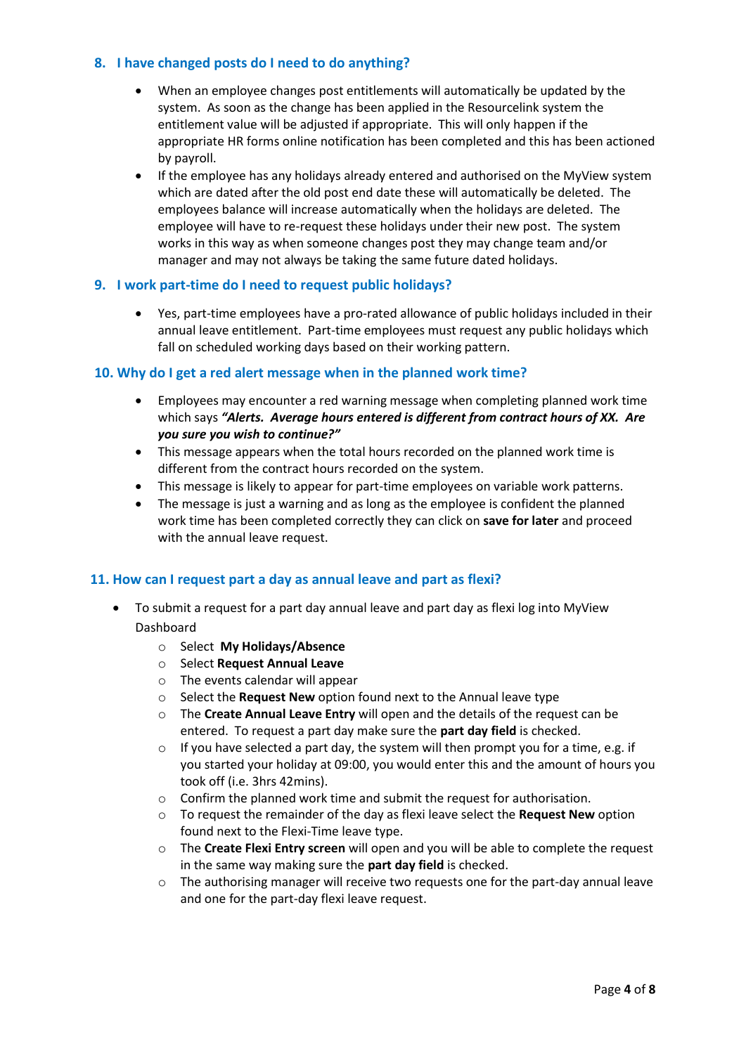## 8. I have changed posts do I need to do anything?

- When an employee changes post entitlements will automatically be updated by the system. As soon as the change has been applied in the Resourcelink system the entitlement value will be adjusted if appropriate. This will only happen if the appropriate HR forms online notification has been completed and this has been actioned by payroll.
- If the employee has any holidays already entered and authorised on the MyView system which are dated after the old post end date these will automatically be deleted. The employees balance will increase automatically when the holidays are deleted. The employee will have to re-request these holidays under their new post. The system works in this way as when someone changes post they may change team and/or manager and may not always be taking the same future dated holidays.

## 9. I work part-time do I need to request public holidays?

- Yes, part-time employees have a pro-rated allowance of public holidays included in their annual leave entitlement. Part-time employees must request any public holidays which fall on scheduled working days based on their working pattern.

## 10. Why do I get a red alert message when in the planned work time?

- Employees may encounter a red warning message when completing planned work time which says ***"Alerts. Average hours entered is different from contract hours of XX. Are you sure you wish to continue?"***
- This message appears when the total hours recorded on the planned work time is different from the contract hours recorded on the system.
- This message is likely to appear for part-time employees on variable work patterns.
- The message is just a warning and as long as the employee is confident the planned work time has been completed correctly they can click on **save for later** and proceed with the annual leave request.

## 11. How can I request part a day as annual leave and part as flexi?

- To submit a request for a part day annual leave and part day as flexi log into MyView Dashboard
  - Select **My Holidays/Absence**
  - Select **Request Annual Leave**
  - The events calendar will appear
  - Select the **Request New** option found next to the Annual leave type
  - The **Create Annual Leave Entry** will open and the details of the request can be entered. To request a part day make sure the **part day field** is checked.
  - If you have selected a part day, the system will then prompt you for a time, e.g. if you started your holiday at 09:00, you would enter this and the amount of hours you took off (i.e. 3hrs 42mins).
  - Confirm the planned work time and submit the request for authorisation.
  - To request the remainder of the day as flexi leave select the **Request New** option found next to the Flexi-Time leave type.
  - The **Create Flexi Entry screen** will open and you will be able to complete the request in the same way making sure the **part day field** is checked.
  - The authorising manager will receive two requests one for the part-day annual leave and one for the part-day flexi leave request.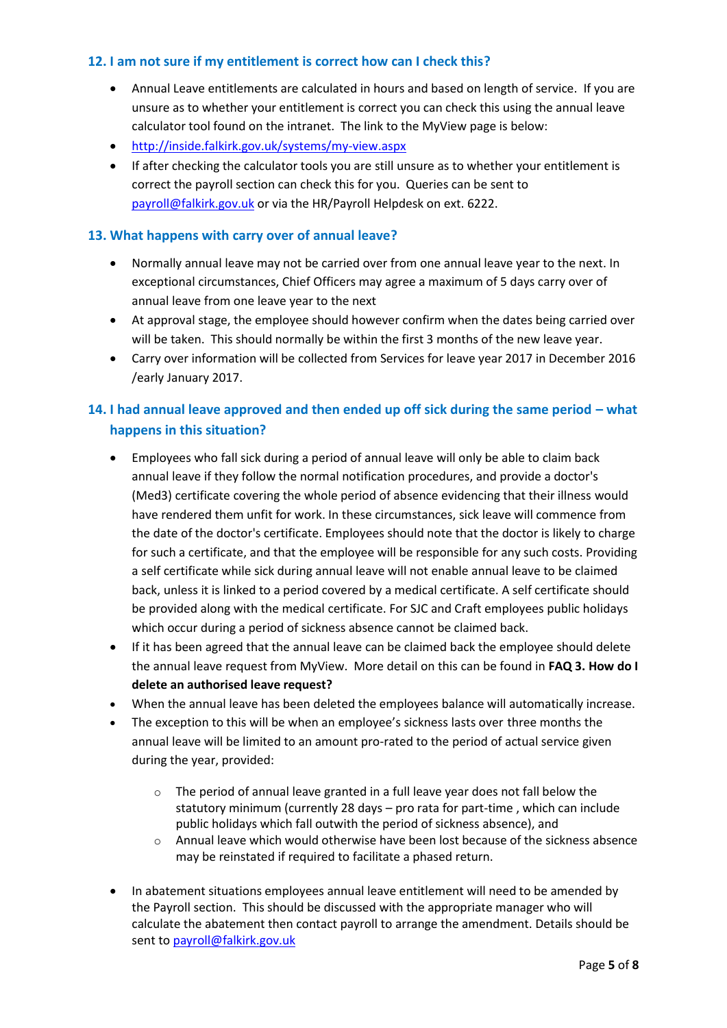### 12. I am not sure if my entitlement is correct how can I check this?

- Annual Leave entitlements are calculated in hours and based on length of service. If you are unsure as to whether your entitlement is correct you can check this using the annual leave calculator tool found on the intranet. The link to the MyView page is below:
- http://inside.falkirk.gov.uk/systems/my-view.aspx
- If after checking the calculator tools you are still unsure as to whether your entitlement is correct the payroll section can check this for you. Queries can be sent to payroll@falkirk.gov.uk or via the HR/Payroll Helpdesk on ext. 6222.

### 13. What happens with carry over of annual leave?

- Normally annual leave may not be carried over from one annual leave year to the next. In exceptional circumstances, Chief Officers may agree a maximum of 5 days carry over of annual leave from one leave year to the next
- At approval stage, the employee should however confirm when the dates being carried over will be taken. This should normally be within the first 3 months of the new leave year.
- Carry over information will be collected from Services for leave year 2017 in December 2016 /early January 2017.

### 14. I had annual leave approved and then ended up off sick during the same period – what happens in this situation?

- Employees who fall sick during a period of annual leave will only be able to claim back annual leave if they follow the normal notification procedures, and provide a doctor's (Med3) certificate covering the whole period of absence evidencing that their illness would have rendered them unfit for work. In these circumstances, sick leave will commence from the date of the doctor's certificate. Employees should note that the doctor is likely to charge for such a certificate, and that the employee will be responsible for any such costs. Providing a self certificate while sick during annual leave will not enable annual leave to be claimed back, unless it is linked to a period covered by a medical certificate. A self certificate should be provided along with the medical certificate. For SJC and Craft employees public holidays which occur during a period of sickness absence cannot be claimed back.
- If it has been agreed that the annual leave can be claimed back the employee should delete the annual leave request from MyView. More detail on this can be found in **FAQ 3. How do I delete an authorised leave request?**
- When the annual leave has been deleted the employees balance will automatically increase.
- The exception to this will be when an employee's sickness lasts over three months the annual leave will be limited to an amount pro-rated to the period of actual service given during the year, provided:
  - The period of annual leave granted in a full leave year does not fall below the statutory minimum (currently 28 days – pro rata for part-time , which can include public holidays which fall outwith the period of sickness absence), and
  - Annual leave which would otherwise have been lost because of the sickness absence may be reinstated if required to facilitate a phased return.
- In abatement situations employees annual leave entitlement will need to be amended by the Payroll section. This should be discussed with the appropriate manager who will calculate the abatement then contact payroll to arrange the amendment. Details should be sent to payroll@falkirk.gov.uk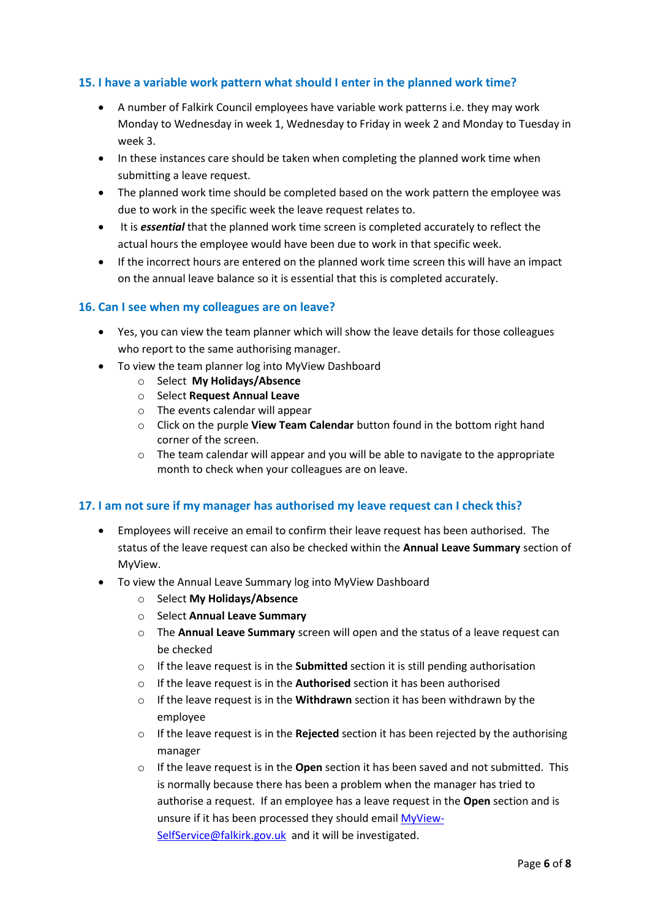### 15. I have a variable work pattern what should I enter in the planned work time?

- A number of Falkirk Council employees have variable work patterns i.e. they may work Monday to Wednesday in week 1, Wednesday to Friday in week 2 and Monday to Tuesday in week 3.
- In these instances care should be taken when completing the planned work time when submitting a leave request.
- The planned work time should be completed based on the work pattern the employee was due to work in the specific week the leave request relates to.
- It is ***essential*** that the planned work time screen is completed accurately to reflect the actual hours the employee would have been due to work in that specific week.
- If the incorrect hours are entered on the planned work time screen this will have an impact on the annual leave balance so it is essential that this is completed accurately.

### 16. Can I see when my colleagues are on leave?

- Yes, you can view the team planner which will show the leave details for those colleagues who report to the same authorising manager.
- To view the team planner log into MyView Dashboard
  - Select **My Holidays/Absence**
  - Select **Request Annual Leave**
  - The events calendar will appear
  - Click on the purple **View Team Calendar** button found in the bottom right hand corner of the screen.
  - The team calendar will appear and you will be able to navigate to the appropriate month to check when your colleagues are on leave.

### 17. I am not sure if my manager has authorised my leave request can I check this?

- Employees will receive an email to confirm their leave request has been authorised. The status of the leave request can also be checked within the **Annual Leave Summary** section of MyView.
- To view the Annual Leave Summary log into MyView Dashboard
  - Select **My Holidays/Absence**
  - Select **Annual Leave Summary**
  - The **Annual Leave Summary** screen will open and the status of a leave request can be checked
  - If the leave request is in the **Submitted** section it is still pending authorisation
  - If the leave request is in the **Authorised** section it has been authorised
  - If the leave request is in the **Withdrawn** section it has been withdrawn by the employee
  - If the leave request is in the **Rejected** section it has been rejected by the authorising manager
  - If the leave request is in the **Open** section it has been saved and not submitted. This is normally because there has been a problem when the manager has tried to authorise a request. If an employee has a leave request in the **Open** section and is unsure if it has been processed they should email [MyView-SelfService@falkirk.gov.uk](mailto:MyView-SelfService@falkirk.gov.uk) and it will be investigated.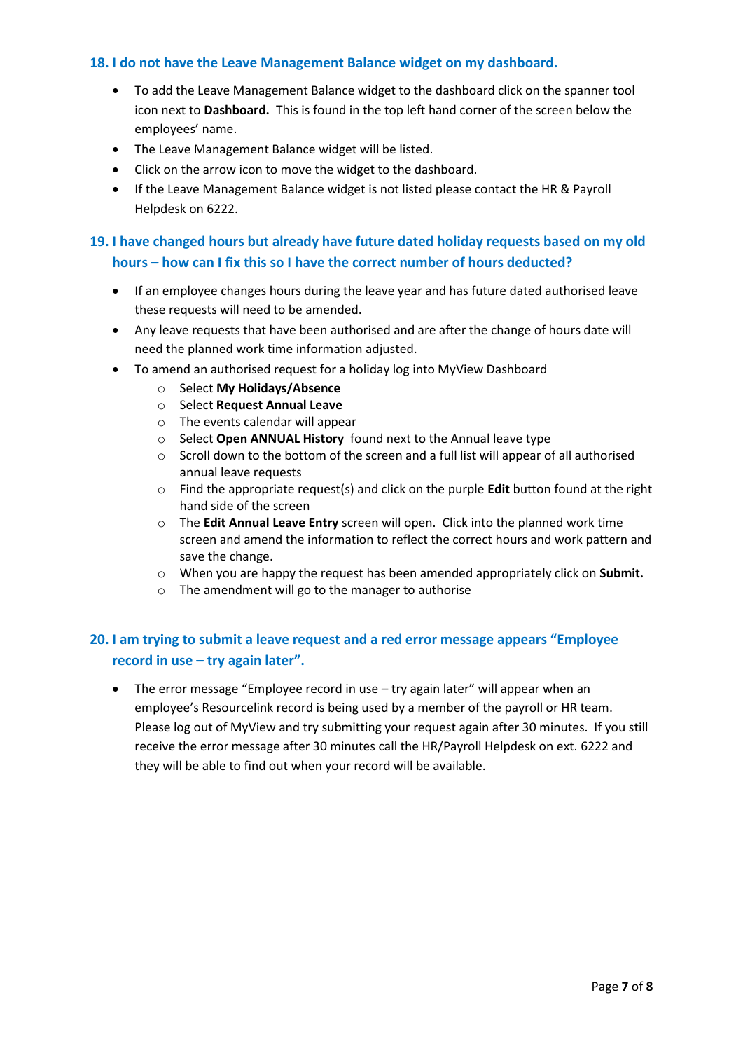## 18. I do not have the Leave Management Balance widget on my dashboard.

- To add the Leave Management Balance widget to the dashboard click on the spanner tool icon next to **Dashboard.** This is found in the top left hand corner of the screen below the employees' name.
- The Leave Management Balance widget will be listed.
- Click on the arrow icon to move the widget to the dashboard.
- If the Leave Management Balance widget is not listed please contact the HR & Payroll Helpdesk on 6222.

## 19. I have changed hours but already have future dated holiday requests based on my old hours – how can I fix this so I have the correct number of hours deducted?

- If an employee changes hours during the leave year and has future dated authorised leave these requests will need to be amended.
- Any leave requests that have been authorised and are after the change of hours date will need the planned work time information adjusted.
- To amend an authorised request for a holiday log into MyView Dashboard
  - Select **My Holidays/Absence**
  - Select **Request Annual Leave**
  - The events calendar will appear
  - Select **Open ANNUAL History** found next to the Annual leave type
  - Scroll down to the bottom of the screen and a full list will appear of all authorised annual leave requests
  - Find the appropriate request(s) and click on the purple **Edit** button found at the right hand side of the screen
  - The **Edit Annual Leave Entry** screen will open. Click into the planned work time screen and amend the information to reflect the correct hours and work pattern and save the change.
  - When you are happy the request has been amended appropriately click on **Submit.**
  - The amendment will go to the manager to authorise

## 20. I am trying to submit a leave request and a red error message appears "Employee record in use – try again later".

- The error message "Employee record in use – try again later" will appear when an employee's Resourcelink record is being used by a member of the payroll or HR team. Please log out of MyView and try submitting your request again after 30 minutes. If you still receive the error message after 30 minutes call the HR/Payroll Helpdesk on ext. 6222 and they will be able to find out when your record will be available.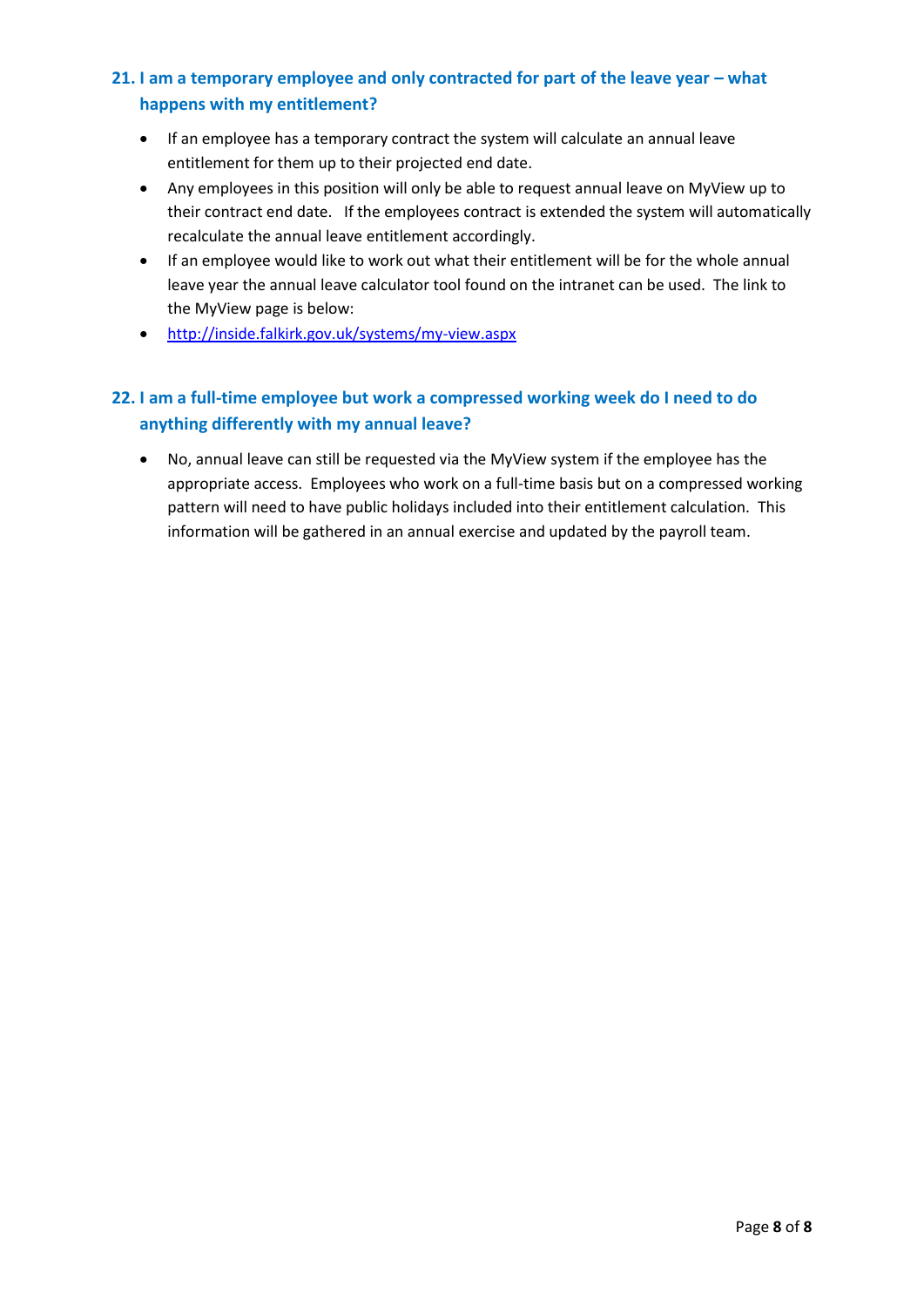## 21. I am a temporary employee and only contracted for part of the leave year – what happens with my entitlement?

- If an employee has a temporary contract the system will calculate an annual leave entitlement for them up to their projected end date.
- Any employees in this position will only be able to request annual leave on MyView up to their contract end date. If the employees contract is extended the system will automatically recalculate the annual leave entitlement accordingly.
- If an employee would like to work out what their entitlement will be for the whole annual leave year the annual leave calculator tool found on the intranet can be used. The link to the MyView page is below:
- [http://inside.falkirk.gov.uk/systems/my-view.aspx](http://inside.falkirk.gov.uk/systems/my-view.aspx)

## 22. I am a full-time employee but work a compressed working week do I need to do anything differently with my annual leave?

- No, annual leave can still be requested via the MyView system if the employee has the appropriate access. Employees who work on a full-time basis but on a compressed working pattern will need to have public holidays included into their entitlement calculation. This information will be gathered in an annual exercise and updated by the payroll team.